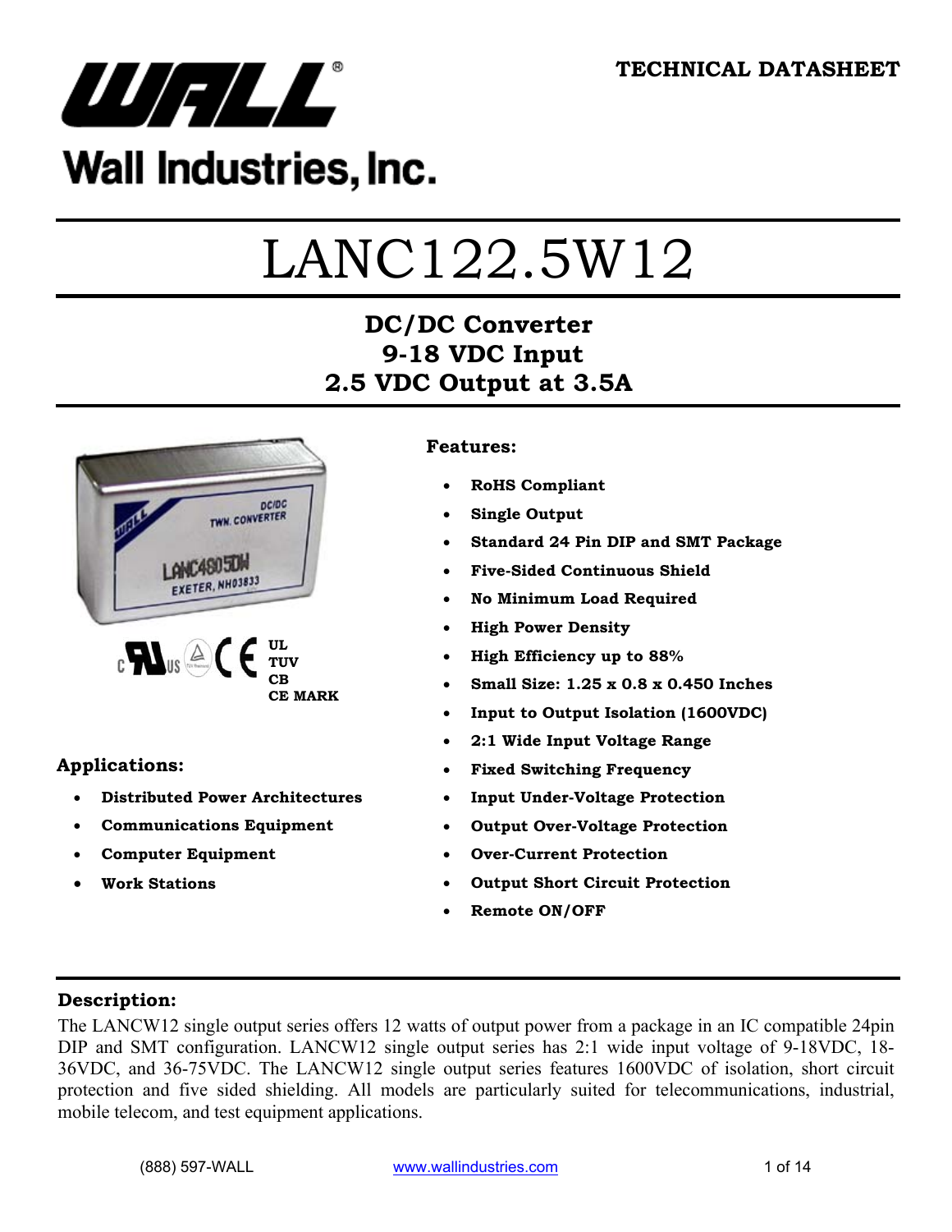# Wall Industries, Inc.

**TECHNICAL DATASHEET**

# LANC122.5W12

## DC/DC Converter
## 9-18 VDC Input
## 2.5 VDC Output at 3.5A

**UL**
**TUV**
**CB**
**CE MARK**

### Features:

- **RoHS Compliant**
- **Single Output**
- **Standard 24 Pin DIP and SMT Package**
- **Five-Sided Continuous Shield**
- **No Minimum Load Required**
- **High Power Density**
- **High Efficiency up to 88%**
- **Small Size: 1.25 x 0.8 x 0.450 Inches**
- **Input to Output Isolation (1600VDC)**
- **2:1 Wide Input Voltage Range**
- **Fixed Switching Frequency**
- **Input Under-Voltage Protection**
- **Output Over-Voltage Protection**
- **Over-Current Protection**
- **Output Short Circuit Protection**
- **Remote ON/OFF**

### Applications:

- **Distributed Power Architectures**
- **Communications Equipment**
- **Computer Equipment**
- **Work Stations**

### Description:

The LANCW12 single output series offers 12 watts of output power from a package in an IC compatible 24pin DIP and SMT configuration. LANCW12 single output series has 2:1 wide input voltage of 9-18VDC, 18-36VDC, and 36-75VDC. The LANCW12 single output series features 1600VDC of isolation, short circuit protection and five sided shielding. All models are particularly suited for telecommunications, industrial, mobile telecom, and test equipment applications.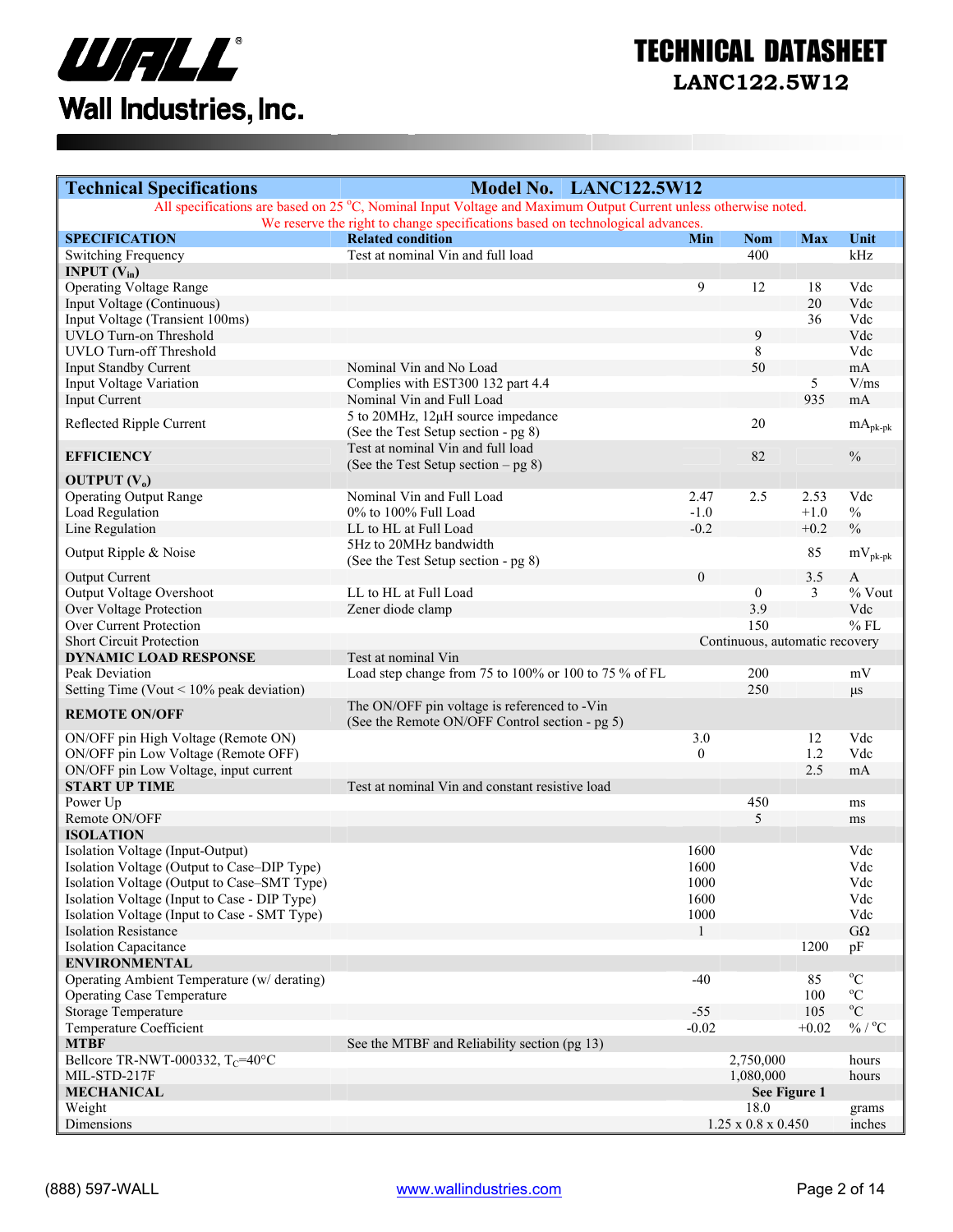# TECHNICAL DATASHEET
## LANC122.5W12

| Technical Specifications | Model No. LANC122.5W12 | | | | |
|---|---|---|---|---|---|
| All specifications are based on 25 °C, Nominal Input Voltage and Maximum Output Current unless otherwise noted. We reserve the right to change specifications based on technological advances. | | | | | |
| **SPECIFICATION** | **Related condition** | **Min** | **Nom** | **Max** | **Unit** |
| Switching Frequency | Test at nominal Vin and full load | | 400 | | kHz |
| **INPUT ($V_{in}$)** | | | | | |
| Operating Voltage Range | | 9 | 12 | 18 | Vdc |
| Input Voltage (Continuous) | | | | 20 | Vdc |
| Input Voltage (Transient 100ms) | | | | 36 | Vdc |
| UVLO Turn-on Threshold | | | 9 | | Vdc |
| UVLO Turn-off Threshold | | | 8 | | Vdc |
| Input Standby Current | Nominal Vin and No Load | | 50 | | mA |
| Input Voltage Variation | Complies with EST300 132 part 4.4 | | | 5 | V/ms |
| Input Current | Nominal Vin and Full Load | | | 935 | mA |
| Reflected Ripple Current | 5 to 20MHz, 12μH source impedance (See the Test Setup section - pg 8) | | 20 | | $mA_{pk-pk}$ |
| **EFFICIENCY** | Test at nominal Vin and full load (See the Test Setup section – pg 8) | | 82 | | % |
| **OUTPUT ($V_o$)** | | | | | |
| Operating Output Range | Nominal Vin and Full Load | 2.47 | 2.5 | 2.53 | Vdc |
| Load Regulation | 0% to 100% Full Load | -1.0 | | +1.0 | % |
| Line Regulation | LL to HL at Full Load | -0.2 | | +0.2 | % |
| Output Ripple & Noise | 5Hz to 20MHz bandwidth (See the Test Setup section - pg 8) | | | 85 | $mV_{pk-pk}$ |
| Output Current | | 0 | | 3.5 | A |
| Output Voltage Overshoot | LL to HL at Full Load | | 0 | 3 | % Vout |
| Over Voltage Protection | Zener diode clamp | | 3.9 | | Vdc |
| Over Current Protection | | | 150 | | % FL |
| Short Circuit Protection | | Continuous, automatic recovery | | | |
| **DYNAMIC LOAD RESPONSE** | Test at nominal Vin | | | | |
| Peak Deviation | Load step change from 75 to 100% or 100 to 75 % of FL | | 200 | | mV |
| Setting Time (Vout < 10% peak deviation) | | | 250 | | μs |
| **REMOTE ON/OFF** | The ON/OFF pin voltage is referenced to -Vin (See the Remote ON/OFF Control section - pg 5) | | | | |
| ON/OFF pin High Voltage (Remote ON) | | 3.0 | | 12 | Vdc |
| ON/OFF pin Low Voltage (Remote OFF) | | 0 | | 1.2 | Vdc |
| ON/OFF pin Low Voltage, input current | | | | 2.5 | mA |
| **START UP TIME** | Test at nominal Vin and constant resistive load | | | | |
| Power Up | | | 450 | | ms |
| Remote ON/OFF | | | 5 | | ms |
| **ISOLATION** | | | | | |
| Isolation Voltage (Input-Output) | | 1600 | | | Vdc |
| Isolation Voltage (Output to Case–DIP Type) | | 1600 | | | Vdc |
| Isolation Voltage (Output to Case–SMT Type) | | 1000 | | | Vdc |
| Isolation Voltage (Input to Case - DIP Type) | | 1600 | | | Vdc |
| Isolation Voltage (Input to Case - SMT Type) | | 1000 | | | Vdc |
| Isolation Resistance | | 1 | | | GΩ |
| Isolation Capacitance | | | | 1200 | pF |
| **ENVIRONMENTAL** | | | | | |
| Operating Ambient Temperature (w/ derating) | | -40 | | 85 | °C |
| Operating Case Temperature | | | | 100 | °C |
| Storage Temperature | | -55 | | 105 | °C |
| Temperature Coefficient | | -0.02 | | +0.02 | % / °C |
| **MTBF** | See the MTBF and Reliability section (pg 13) | | | | |
| Bellcore TR-NWT-000332, $T_C$=40°C | | | 2,750,000 | | hours |
| MIL-STD-217F | | | 1,080,000 | | hours |
| **MECHANICAL** | | | **See Figure 1** | | |
| Weight | | | 18.0 | | grams |
| Dimensions | | | 1.25 x 0.8 x 0.450 | | inches |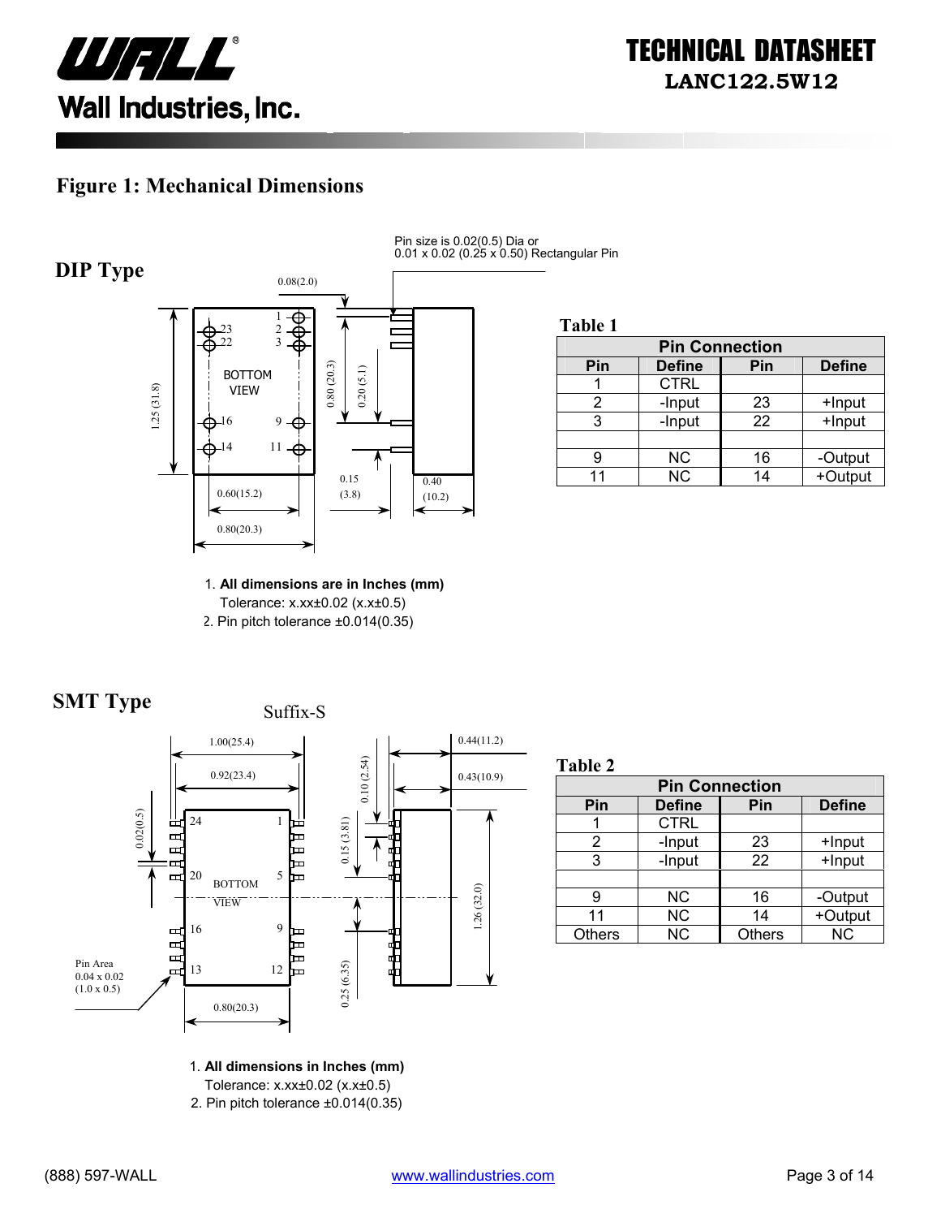## Figure 1: Mechanical Dimensions

### DIP Type

Pin size is 0.02(0.5) Dia or 0.01 x 0.02 (0.25 x 0.50) Rectangular Pin

**Table 1**

| Pin Connection | | | |
|---|---|---|---|
| **Pin** | **Define** | **Pin** | **Define** |
| 1 | CTRL | | |
| 2 | -Input | 23 | +Input |
| 3 | -Input | 22 | +Input |
| | | | |
| 9 | NC | 16 | -Output |
| 11 | NC | 14 | +Output |

1. **All dimensions are in Inches (mm)**
   Tolerance: x.xx±0.02 (x.x±0.5)
2. Pin pitch tolerance ±0.014(0.35)

### SMT Type

Suffix-S

Pin Area 0.04 x 0.02 (1.0 x 0.5)

**Table 2**

| Pin Connection | | | |
|---|---|---|---|
| **Pin** | **Define** | **Pin** | **Define** |
| 1 | CTRL | | |
| 2 | -Input | 23 | +Input |
| 3 | -Input | 22 | +Input |
| | | | |
| 9 | NC | 16 | -Output |
| 11 | NC | 14 | +Output |
| Others | NC | Others | NC |

1. **All dimensions in Inches (mm)**
   Tolerance: x.xx±0.02 (x.x±0.5)
2. Pin pitch tolerance ±0.014(0.35)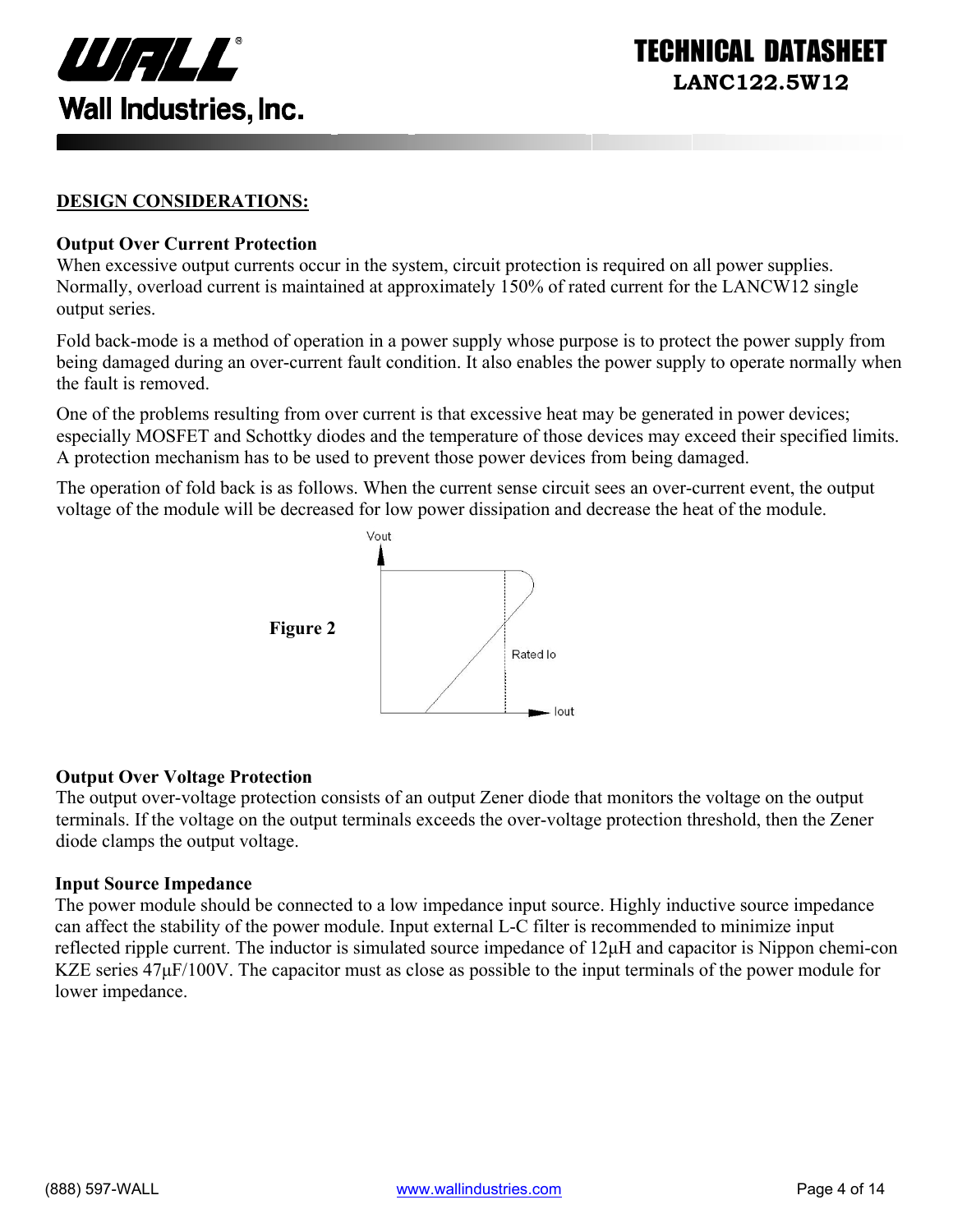## DESIGN CONSIDERATIONS:

### Output Over Current Protection

When excessive output currents occur in the system, circuit protection is required on all power supplies. Normally, overload current is maintained at approximately 150% of rated current for the LANCW12 single output series.

Fold back-mode is a method of operation in a power supply whose purpose is to protect the power supply from being damaged during an over-current fault condition. It also enables the power supply to operate normally when the fault is removed.

One of the problems resulting from over current is that excessive heat may be generated in power devices; especially MOSFET and Schottky diodes and the temperature of those devices may exceed their specified limits. A protection mechanism has to be used to prevent those power devices from being damaged.

The operation of fold back is as follows. When the current sense circuit sees an over-current event, the output voltage of the module will be decreased for low power dissipation and decrease the heat of the module.

**Figure 2**

### Output Over Voltage Protection

The output over-voltage protection consists of an output Zener diode that monitors the voltage on the output terminals. If the voltage on the output terminals exceeds the over-voltage protection threshold, then the Zener diode clamps the output voltage.

### Input Source Impedance

The power module should be connected to a low impedance input source. Highly inductive source impedance can affect the stability of the power module. Input external L-C filter is recommended to minimize input reflected ripple current. The inductor is simulated source impedance of 12µH and capacitor is Nippon chemi-con KZE series 47µF/100V. The capacitor must as close as possible to the input terminals of the power module for lower impedance.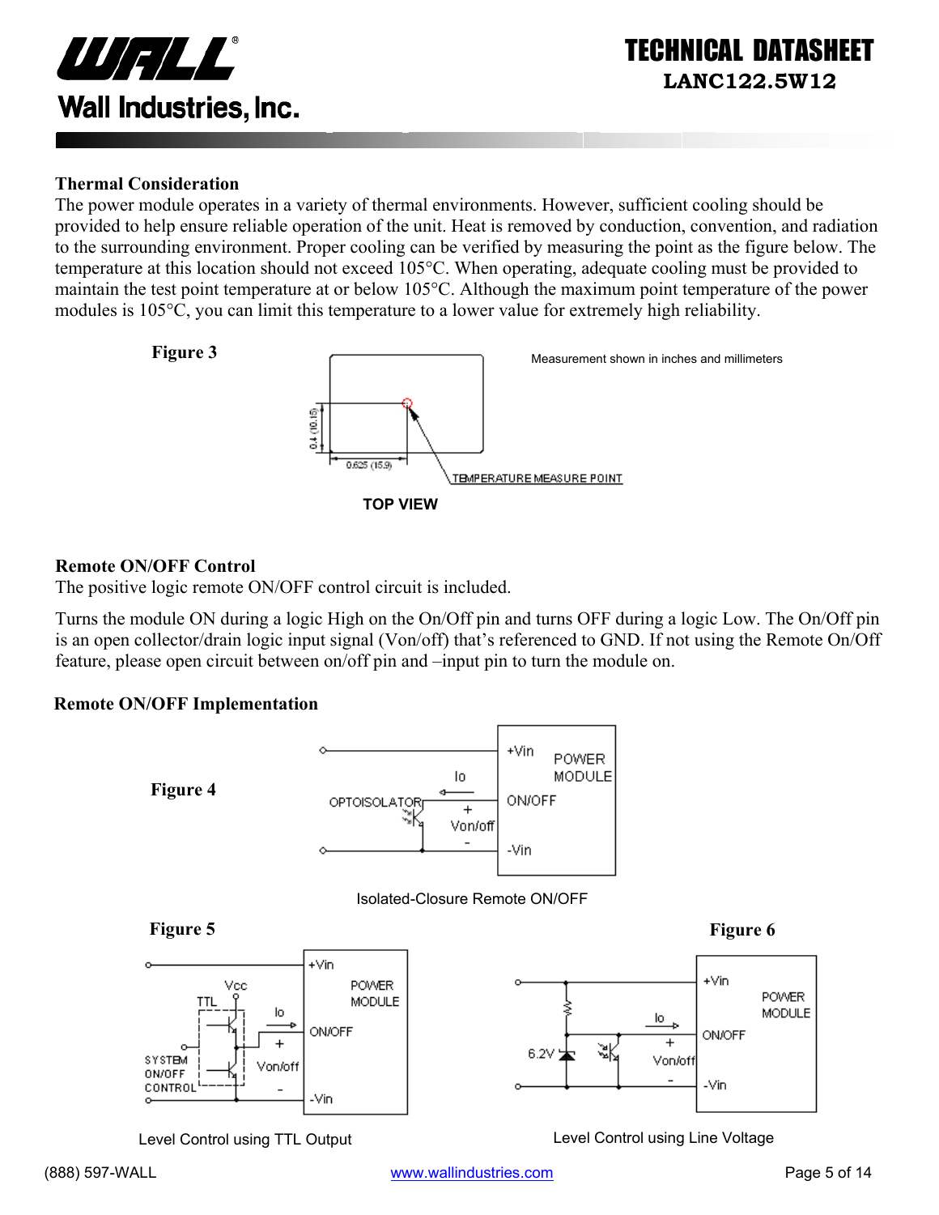### Thermal Consideration

The power module operates in a variety of thermal environments. However, sufficient cooling should be provided to help ensure reliable operation of the unit. Heat is removed by conduction, convention, and radiation to the surrounding environment. Proper cooling can be verified by measuring the point as the figure below. The temperature at this location should not exceed 105°C. When operating, adequate cooling must be provided to maintain the test point temperature at or below 105°C. Although the maximum point temperature of the power modules is 105°C, you can limit this temperature to a lower value for extremely high reliability.

**Figure 3**

Measurement shown in inches and millimeters

0.4 (10.15)

0.625 (15.9)

TEMPERATURE MEASURE POINT

TOP VIEW

### Remote ON/OFF Control

The positive logic remote ON/OFF control circuit is included.

Turns the module ON during a logic High on the On/Off pin and turns OFF during a logic Low. The On/Off pin is an open collector/drain logic input signal (Von/off) that's referenced to GND. If not using the Remote On/Off feature, please open circuit between on/off pin and –input pin to turn the module on.

### Remote ON/OFF Implementation

**Figure 4**

Isolated-Closure Remote ON/OFF

**Figure 5**

Level Control using TTL Output

**Figure 6**

Level Control using Line Voltage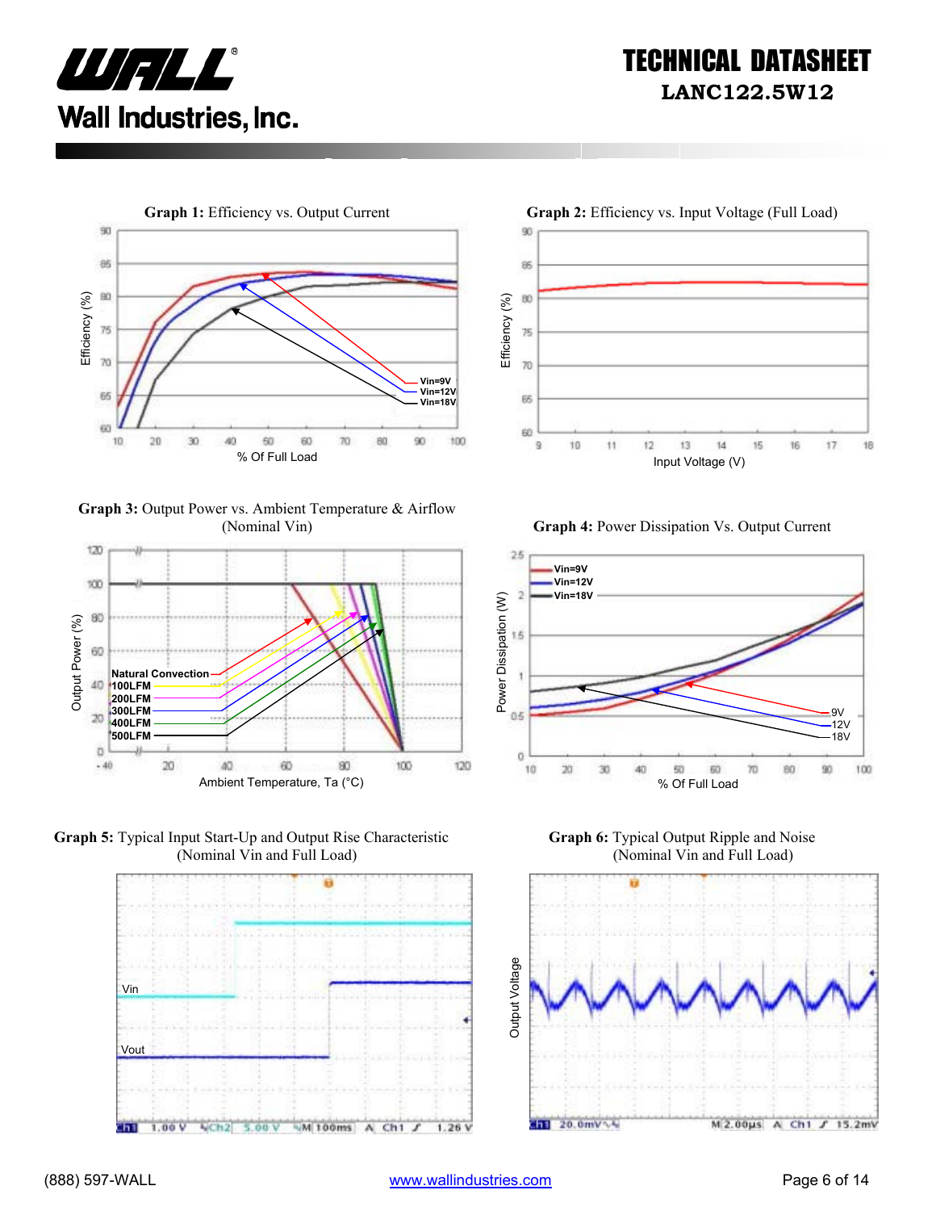**Graph 1:** Efficiency vs. Output Current

**Graph 2:** Efficiency vs. Input Voltage (Full Load)

**Graph 3:** Output Power vs. Ambient Temperature & Airflow (Nominal Vin)

**Graph 4:** Power Dissipation Vs. Output Current

**Graph 5:** Typical Input Start-Up and Output Rise Characteristic (Nominal Vin and Full Load)

**Graph 6:** Typical Output Ripple and Noise (Nominal Vin and Full Load)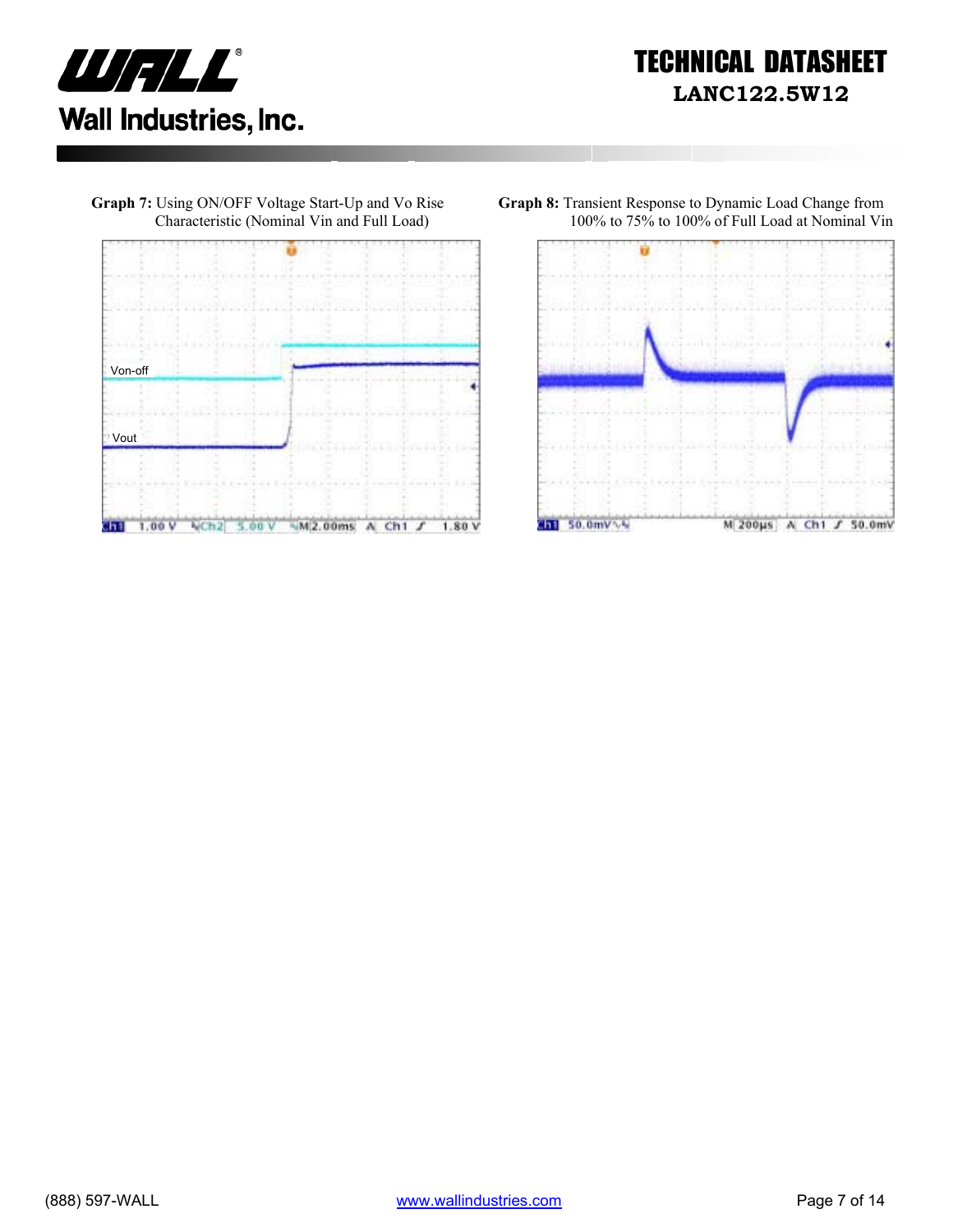**Graph 7:** Using ON/OFF Voltage Start-Up and Vo Rise Characteristic (Nominal Vin and Full Load)

Von-off

Vout

Ch1 1.00 V Ch2 5.00 V M 2.00ms A Ch1 ∫ 1.80 V

**Graph 8:** Transient Response to Dynamic Load Change from 100% to 75% to 100% of Full Load at Nominal Vin

Ch1 50.0mV M 200µs A Ch1 ∫ 50.0mV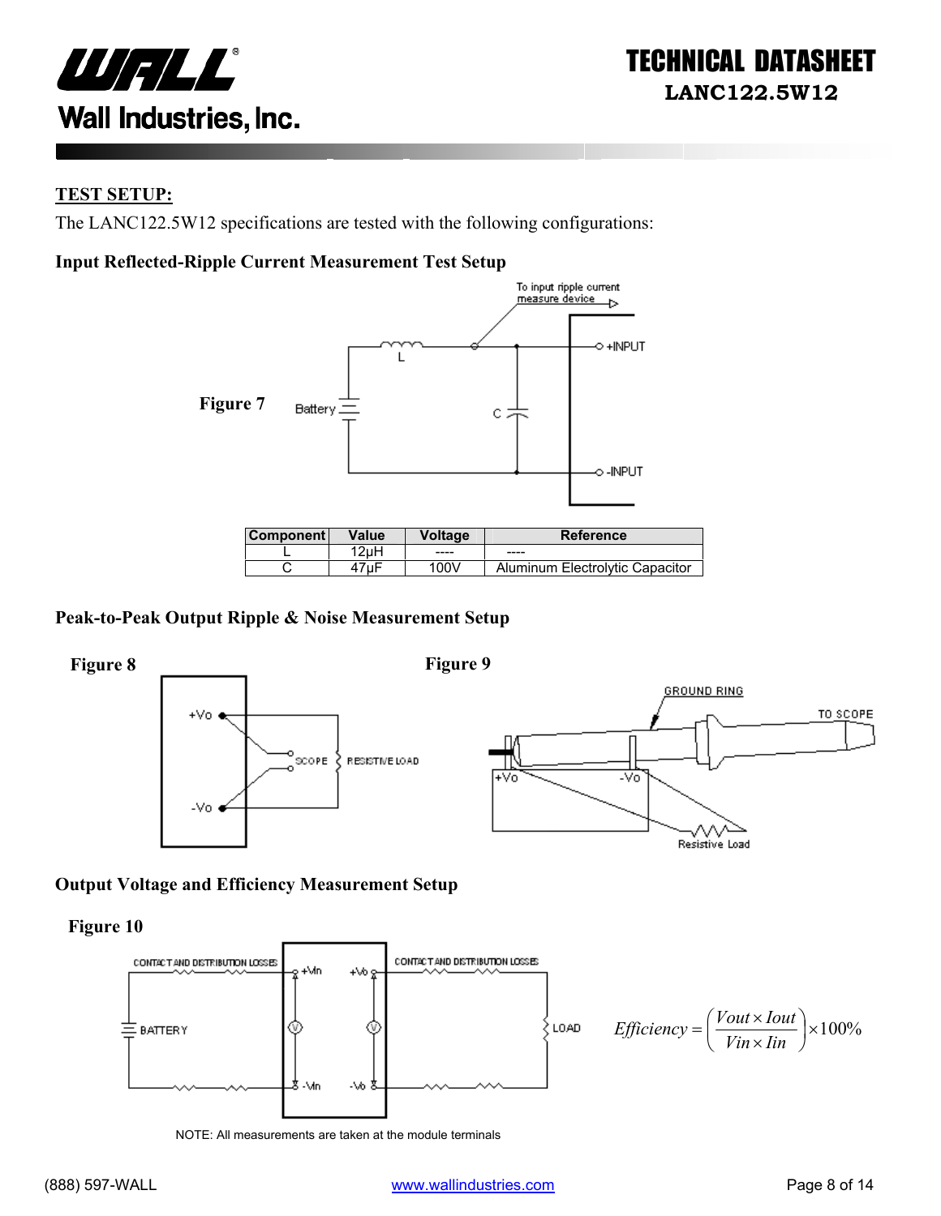## TEST SETUP:

The LANC122.5W12 specifications are tested with the following configurations:

### Input Reflected-Ripple Current Measurement Test Setup

**Figure 7**

| Component | Value | Voltage | Reference |
| --- | --- | --- | --- |
| L | 12μH | ---- | ---- |
| C | 47μF | 100V | Aluminum Electrolytic Capacitor |

### Peak-to-Peak Output Ripple & Noise Measurement Setup

**Figure 8**

**Figure 9**

### Output Voltage and Efficiency Measurement Setup

**Figure 10**

$$Efficiency = \left( \frac{Vout \times Iout}{Vin \times Iin} \right) \times 100\%$$

NOTE: All measurements are taken at the module terminals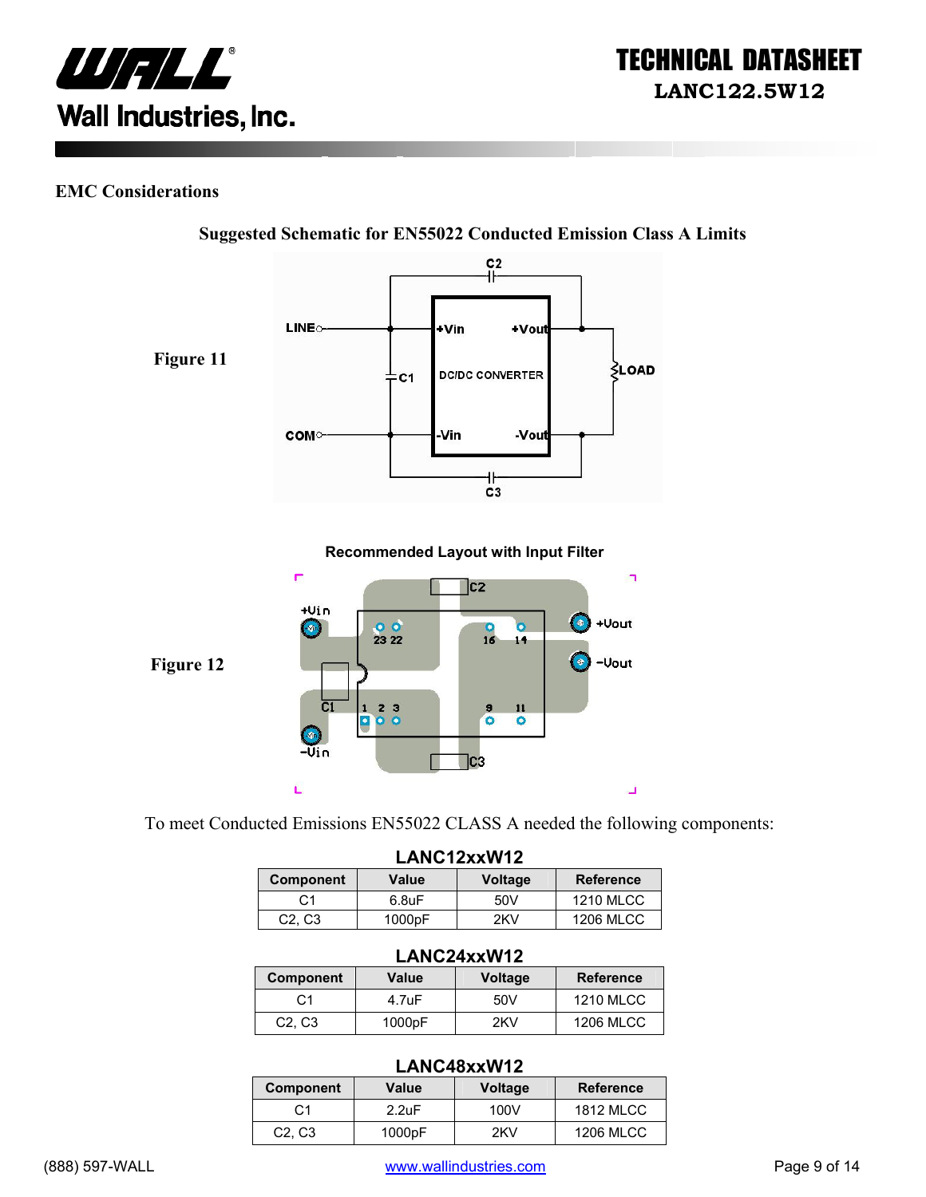## EMC Considerations

**Suggested Schematic for EN55022 Conducted Emission Class A Limits**

**Figure 11**

**Recommended Layout with Input Filter**

**Figure 12**

To meet Conducted Emissions EN55022 CLASS A needed the following components:

**LANC12xxW12**

| Component | Value | Voltage | Reference |
|---|---|---|---|
| C1 | 6.8uF | 50V | 1210 MLCC |
| C2, C3 | 1000pF | 2KV | 1206 MLCC |

**LANC24xxW12**

| Component | Value | Voltage | Reference |
|---|---|---|---|
| C1 | 4.7uF | 50V | 1210 MLCC |
| C2, C3 | 1000pF | 2KV | 1206 MLCC |

**LANC48xxW12**

| Component | Value | Voltage | Reference |
|---|---|---|---|
| C1 | 2.2uF | 100V | 1812 MLCC |
| C2, C3 | 1000pF | 2KV | 1206 MLCC |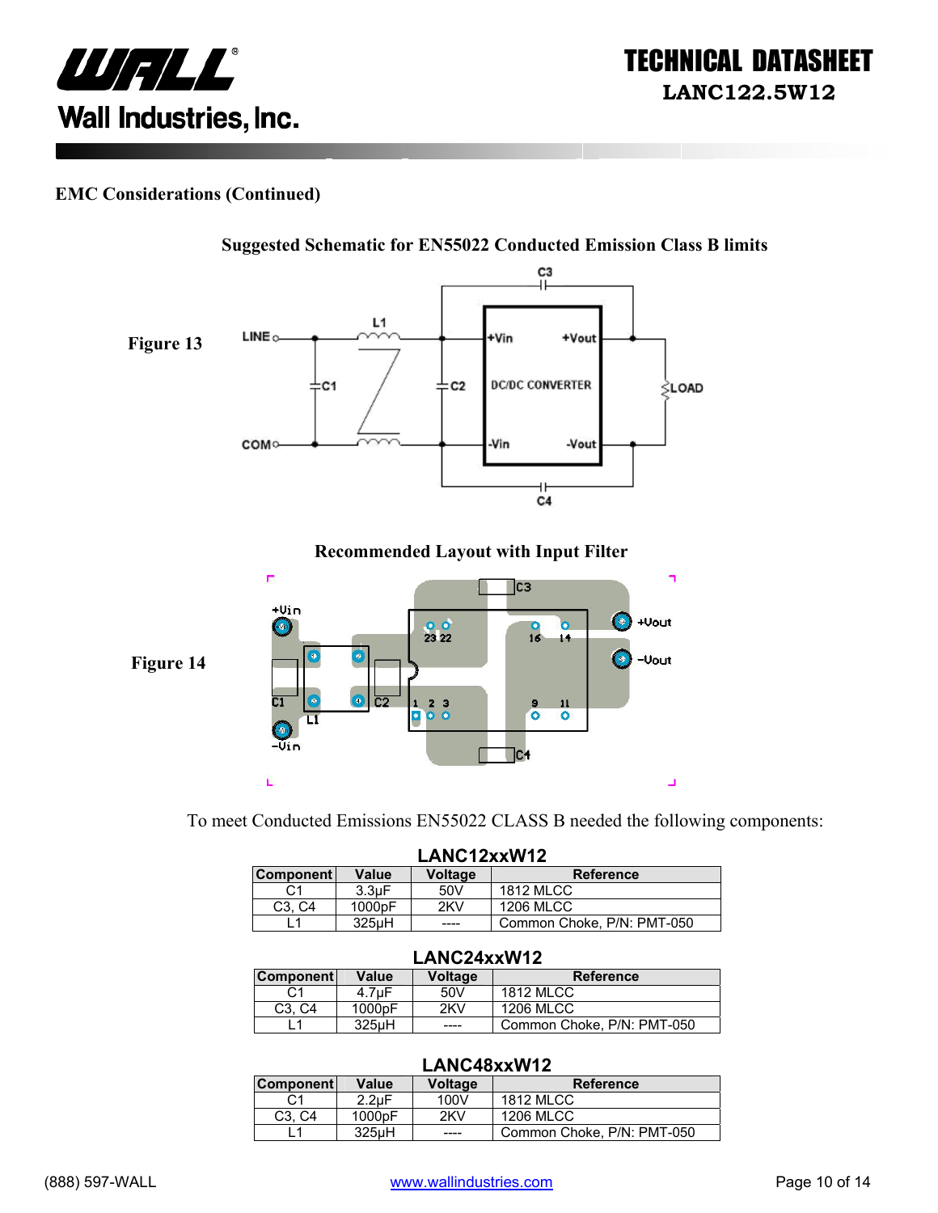## EMC Considerations (Continued)

**Suggested Schematic for EN55022 Conducted Emission Class B limits**

**Figure 13**

**Recommended Layout with Input Filter**

**Figure 14**

To meet Conducted Emissions EN55022 CLASS B needed the following components:

**LANC12xxW12**

| Component | Value | Voltage | Reference |
|---|---|---|---|
| C1 | 3.3µF | 50V | 1812 MLCC |
| C3, C4 | 1000pF | 2KV | 1206 MLCC |
| L1 | 325µH | ---- | Common Choke, P/N: PMT-050 |

**LANC24xxW12**

| Component | Value | Voltage | Reference |
|---|---|---|---|
| C1 | 4.7µF | 50V | 1812 MLCC |
| C3, C4 | 1000pF | 2KV | 1206 MLCC |
| L1 | 325µH | ---- | Common Choke, P/N: PMT-050 |

**LANC48xxW12**

| Component | Value | Voltage | Reference |
|---|---|---|---|
| C1 | 2.2µF | 100V | 1812 MLCC |
| C3, C4 | 1000pF | 2KV | 1206 MLCC |
| L1 | 325µH | ---- | Common Choke, P/N: PMT-050 |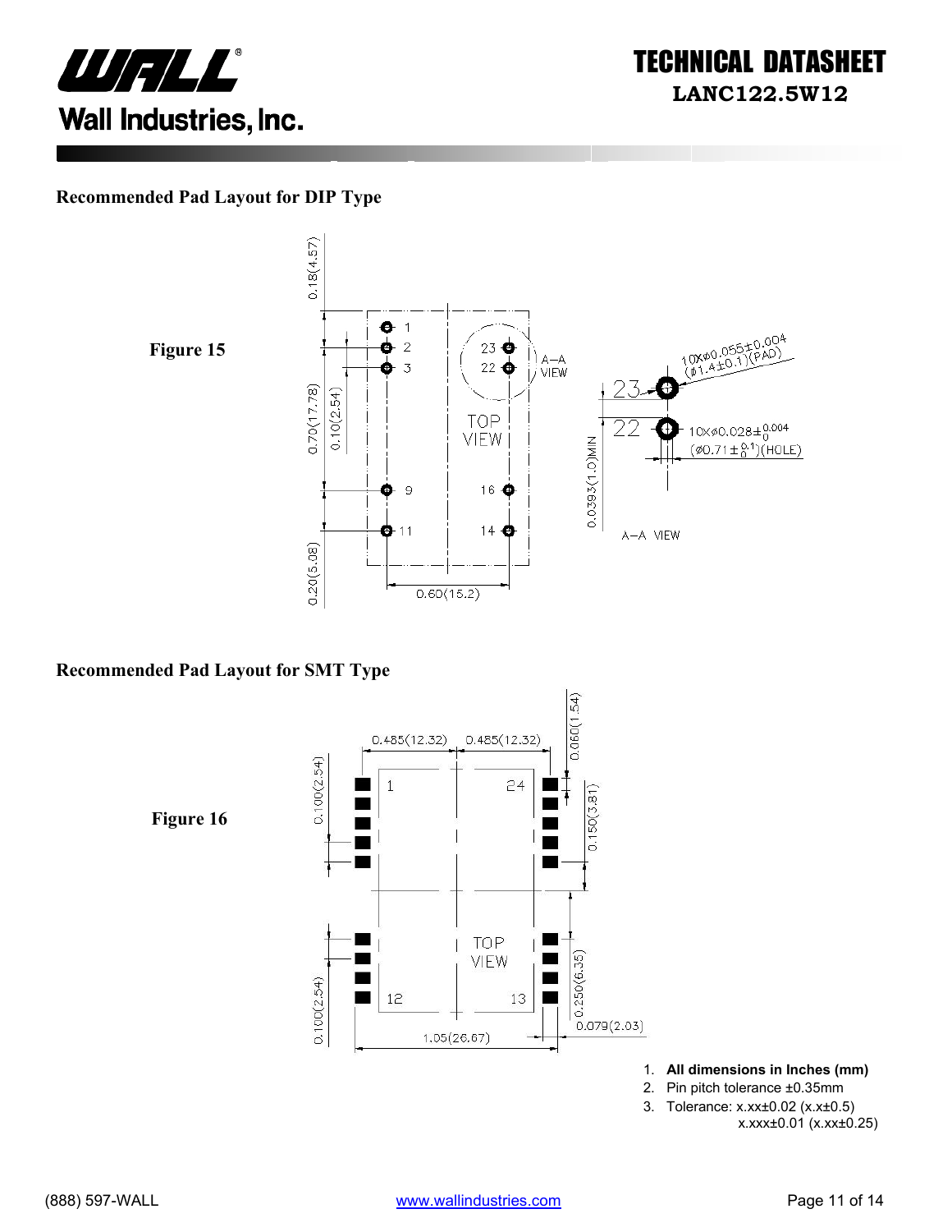## Recommended Pad Layout for DIP Type

**Figure 15**

## Recommended Pad Layout for SMT Type

**Figure 16**

1. **All dimensions in Inches (mm)**
2. Pin pitch tolerance ±0.35mm
3. Tolerance: x.xx±0.02 (x.x±0.5)
   x.xxx±0.01 (x.xx±0.25)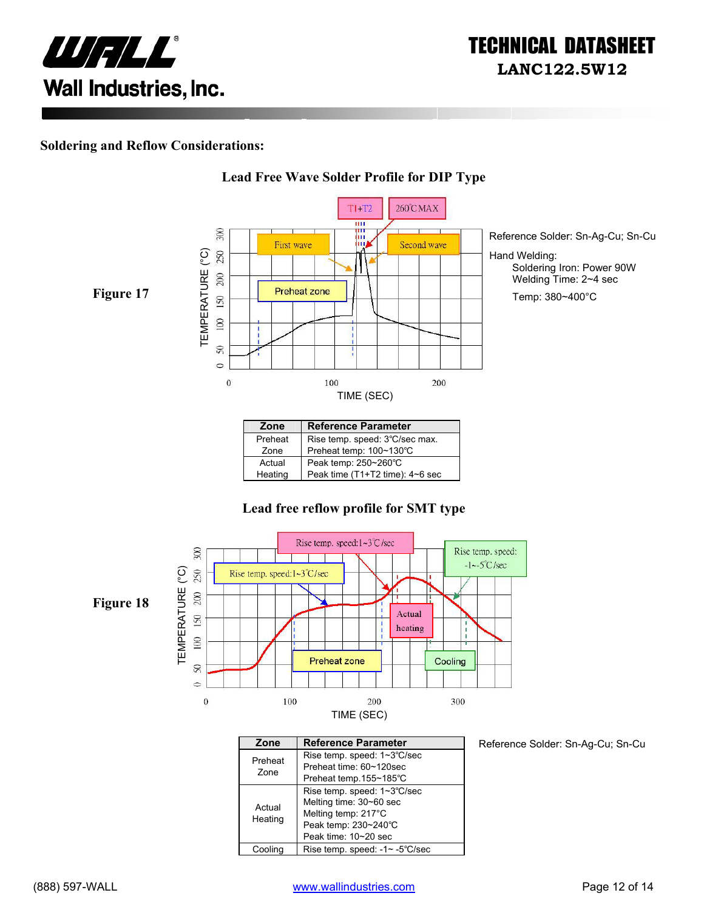## Soldering and Reflow Considerations:

### Lead Free Wave Solder Profile for DIP Type

**Figure 17**

Reference Solder: Sn-Ag-Cu; Sn-Cu

Hand Welding:

Soldering Iron: Power 90W

Welding Time: 2~4 sec

Temp: 380~400°C

| Zone | Reference Parameter |
|---|---|
| Preheat Zone | Rise temp. speed: 3℃/sec max.<br>Preheat temp: 100~130℃ |
| Actual Heating | Peak temp: 250~260℃<br>Peak time (T1+T2 time): 4~6 sec |

### Lead free reflow profile for SMT type

**Figure 18**

| Zone | Reference Parameter |
|---|---|
| Preheat Zone | Rise temp. speed: 1~3℃/sec<br>Preheat time: 60~120sec<br>Preheat temp.155~185℃ |
| Actual Heating | Rise temp. speed: 1~3℃/sec<br>Melting time: 30~60 sec<br>Melting temp: 217°C<br>Peak temp: 230~240℃<br>Peak time: 10~20 sec |
| Cooling | Rise temp. speed: -1~ -5℃/sec |

Reference Solder: Sn-Ag-Cu; Sn-Cu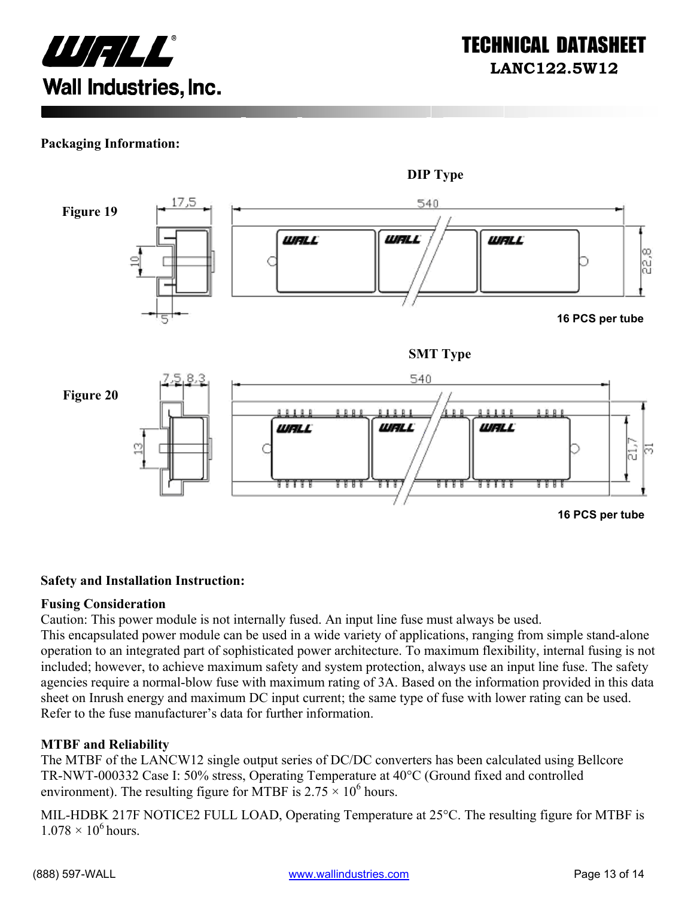**Packaging Information:**

DIP Type

Figure 19

16 PCS per tube

SMT Type

Figure 20

16 PCS per tube

**Safety and Installation Instruction:**

**Fusing Consideration**

Caution: This power module is not internally fused. An input line fuse must always be used.
This encapsulated power module can be used in a wide variety of applications, ranging from simple stand-alone operation to an integrated part of sophisticated power architecture. To maximum flexibility, internal fusing is not included; however, to achieve maximum safety and system protection, always use an input line fuse. The safety agencies require a normal-blow fuse with maximum rating of 3A. Based on the information provided in this data sheet on Inrush energy and maximum DC input current; the same type of fuse with lower rating can be used. Refer to the fuse manufacturer's data for further information.

**MTBF and Reliability**

The MTBF of the LANCW12 single output series of DC/DC converters has been calculated using Bellcore TR-NWT-000332 Case I: 50% stress, Operating Temperature at 40°C (Ground fixed and controlled environment). The resulting figure for MTBF is $2.75 \times 10^6$ hours.

MIL-HDBK 217F NOTICE2 FULL LOAD, Operating Temperature at 25°C. The resulting figure for MTBF is $1.078 \times 10^6$ hours.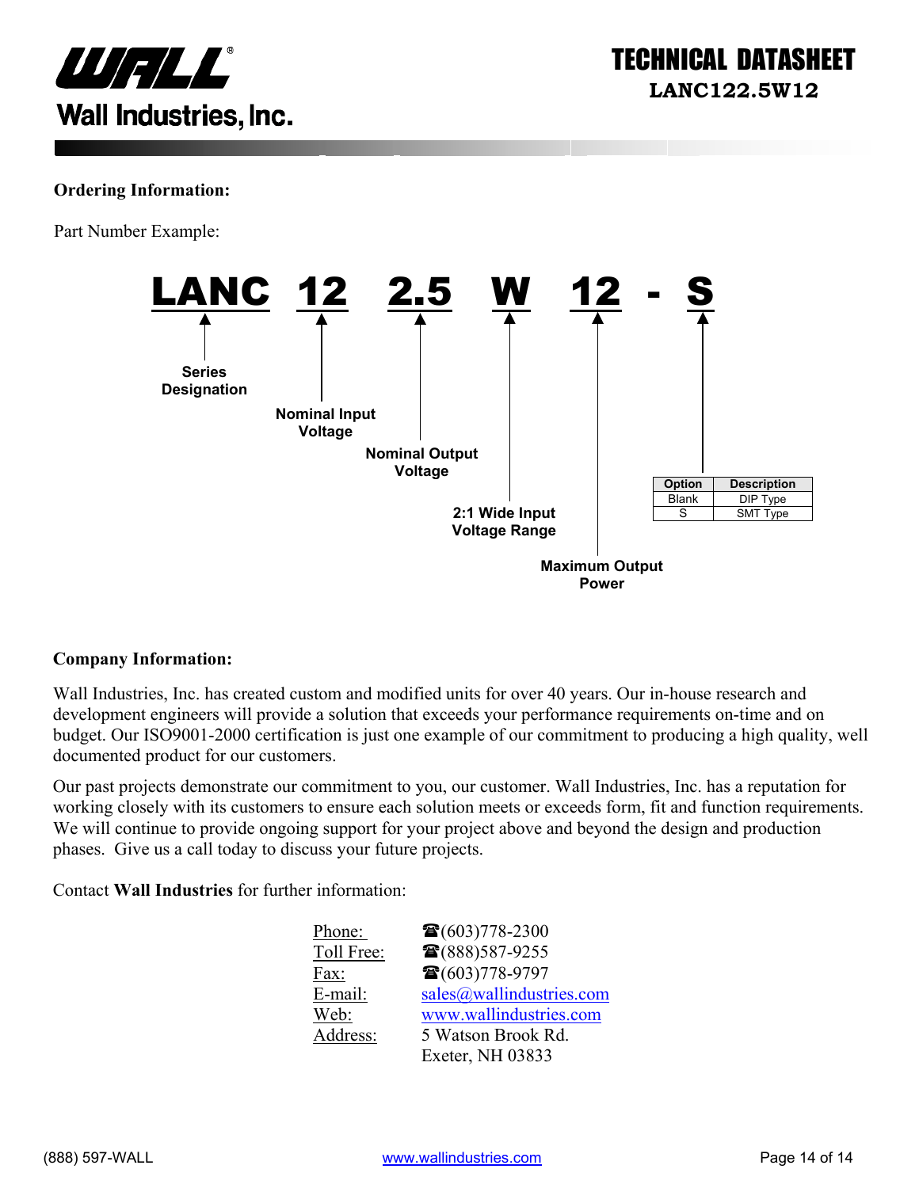### Ordering Information:

Part Number Example:

**LANC 12 2.5 W 12 - S**

- LANC: Series Designation
- 12: Nominal Input Voltage
- 2.5: Nominal Output Voltage
- W: 2:1 Wide Input Voltage Range
- 12: Maximum Output Power
- S: Option

| Option | Description |
|---|---|
| Blank | DIP Type |
| S | SMT Type |

### Company Information:

Wall Industries, Inc. has created custom and modified units for over 40 years. Our in-house research and development engineers will provide a solution that exceeds your performance requirements on-time and on budget. Our ISO9001-2000 certification is just one example of our commitment to producing a high quality, well documented product for our customers.

Our past projects demonstrate our commitment to you, our customer. Wall Industries, Inc. has a reputation for working closely with its customers to ensure each solution meets or exceeds form, fit and function requirements. We will continue to provide ongoing support for your project above and beyond the design and production phases. Give us a call today to discuss your future projects.

Contact **Wall Industries** for further information:

| | |
|---|---|
| Phone: | ☎(603)778-2300 |
| Toll Free: | ☎(888)587-9255 |
| Fax: | ☎(603)778-9797 |
| E-mail: | sales@wallindustries.com |
| Web: | www.wallindustries.com |
| Address: | 5 Watson Brook Rd.<br>Exeter, NH 03833 |